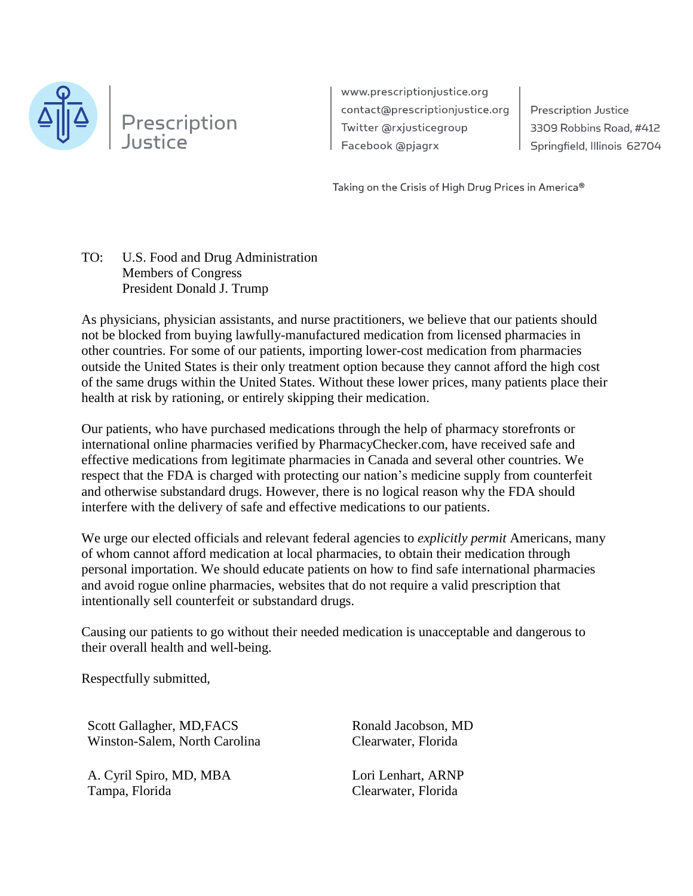Prescription Justice

www.prescriptionjustice.org
contact@prescriptionjustice.org
Twitter @rxjusticegroup
Facebook @pjagrx

Prescription Justice
3309 Robbins Road, #412
Springfield, Illinois 62704

Taking on the Crisis of High Drug Prices in America®

TO: U.S. Food and Drug Administration
Members of Congress
President Donald J. Trump

As physicians, physician assistants, and nurse practitioners, we believe that our patients should not be blocked from buying lawfully-manufactured medication from licensed pharmacies in other countries. For some of our patients, importing lower-cost medication from pharmacies outside the United States is their only treatment option because they cannot afford the high cost of the same drugs within the United States. Without these lower prices, many patients place their health at risk by rationing, or entirely skipping their medication.

Our patients, who have purchased medications through the help of pharmacy storefronts or international online pharmacies verified by PharmacyChecker.com, have received safe and effective medications from legitimate pharmacies in Canada and several other countries. We respect that the FDA is charged with protecting our nation's medicine supply from counterfeit and otherwise substandard drugs. However, there is no logical reason why the FDA should interfere with the delivery of safe and effective medications to our patients.

We urge our elected officials and relevant federal agencies to *explicitly permit* Americans, many of whom cannot afford medication at local pharmacies, to obtain their medication through personal importation. We should educate patients on how to find safe international pharmacies and avoid rogue online pharmacies, websites that do not require a valid prescription that intentionally sell counterfeit or substandard drugs.

Causing our patients to go without their needed medication is unacceptable and dangerous to their overall health and well-being.

Respectfully submitted,

Scott Gallagher, MD,FACS
Winston-Salem, North Carolina

Ronald Jacobson, MD
Clearwater, Florida

A. Cyril Spiro, MD, MBA
Tampa, Florida

Lori Lenhart, ARNP
Clearwater, Florida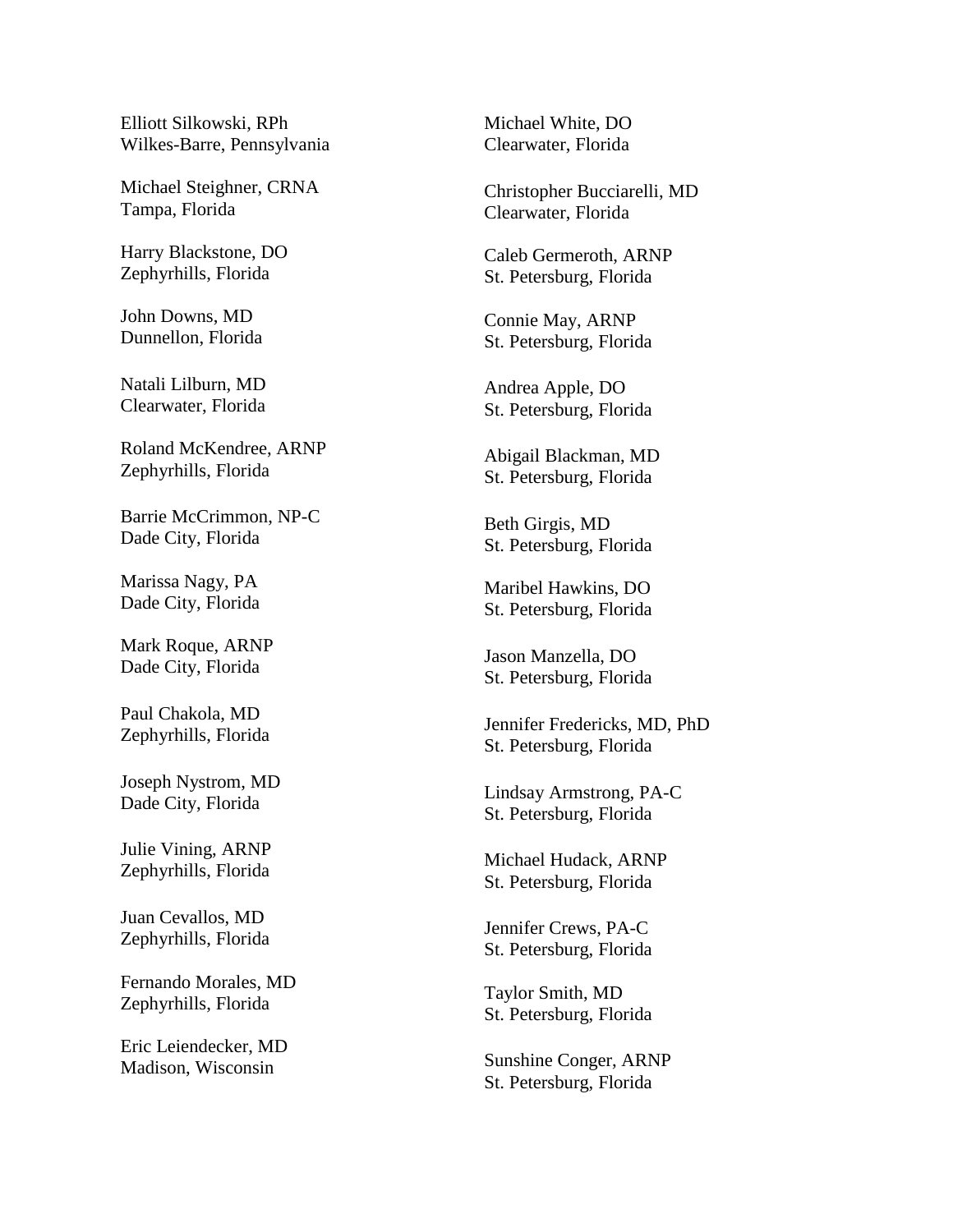Elliott Silkowski, RPh
Wilkes-Barre, Pennsylvania

Michael Steighner, CRNA
Tampa, Florida

Harry Blackstone, DO
Zephyrhills, Florida

John Downs, MD
Dunnellon, Florida

Natali Lilburn, MD
Clearwater, Florida

Roland McKendree, ARNP
Zephyrhills, Florida

Barrie McCrimmon, NP-C
Dade City, Florida

Marissa Nagy, PA
Dade City, Florida

Mark Roque, ARNP
Dade City, Florida

Paul Chakola, MD
Zephyrhills, Florida

Joseph Nystrom, MD
Dade City, Florida

Julie Vining, ARNP
Zephyrhills, Florida

Juan Cevallos, MD
Zephyrhills, Florida

Fernando Morales, MD
Zephyrhills, Florida

Eric Leiendecker, MD
Madison, Wisconsin

Michael White, DO
Clearwater, Florida

Christopher Bucciarelli, MD
Clearwater, Florida

Caleb Germeroth, ARNP
St. Petersburg, Florida

Connie May, ARNP
St. Petersburg, Florida

Andrea Apple, DO
St. Petersburg, Florida

Abigail Blackman, MD
St. Petersburg, Florida

Beth Girgis, MD
St. Petersburg, Florida

Maribel Hawkins, DO
St. Petersburg, Florida

Jason Manzella, DO
St. Petersburg, Florida

Jennifer Fredericks, MD, PhD
St. Petersburg, Florida

Lindsay Armstrong, PA-C
St. Petersburg, Florida

Michael Hudack, ARNP
St. Petersburg, Florida

Jennifer Crews, PA-C
St. Petersburg, Florida

Taylor Smith, MD
St. Petersburg, Florida

Sunshine Conger, ARNP
St. Petersburg, Florida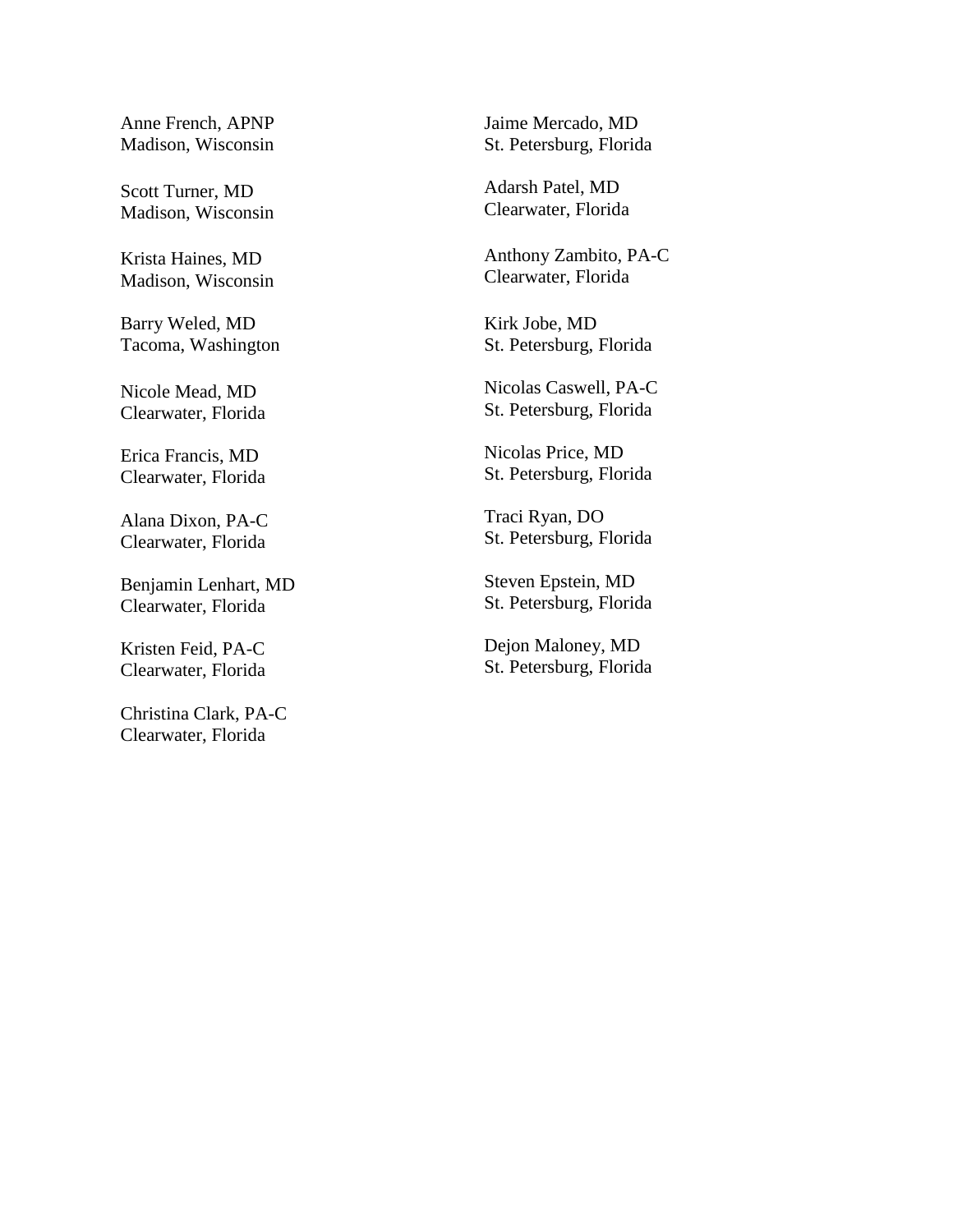Anne French, APNP
Madison, Wisconsin

Scott Turner, MD
Madison, Wisconsin

Krista Haines, MD
Madison, Wisconsin

Barry Weled, MD
Tacoma, Washington

Nicole Mead, MD
Clearwater, Florida

Erica Francis, MD
Clearwater, Florida

Alana Dixon, PA-C
Clearwater, Florida

Benjamin Lenhart, MD
Clearwater, Florida

Kristen Feid, PA-C
Clearwater, Florida

Christina Clark, PA-C
Clearwater, Florida

Jaime Mercado, MD
St. Petersburg, Florida

Adarsh Patel, MD
Clearwater, Florida

Anthony Zambito, PA-C
Clearwater, Florida

Kirk Jobe, MD
St. Petersburg, Florida

Nicolas Caswell, PA-C
St. Petersburg, Florida

Nicolas Price, MD
St. Petersburg, Florida

Traci Ryan, DO
St. Petersburg, Florida

Steven Epstein, MD
St. Petersburg, Florida

Dejon Maloney, MD
St. Petersburg, Florida